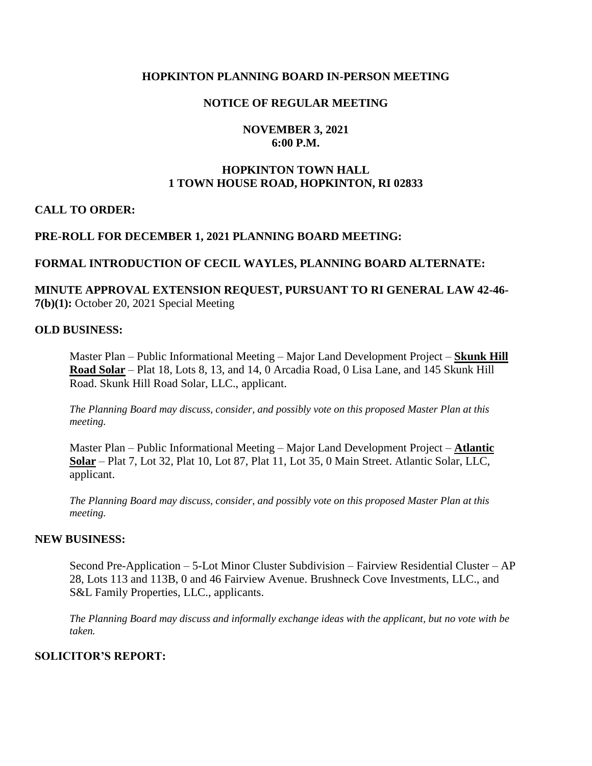# HOPKINTON PLANNING BOARD IN-PERSON MEETING

## NOTICE OF REGULAR MEETING

**NOVEMBER 3, 2021**
**6:00 P.M.**

**HOPKINTON TOWN HALL**
**1 TOWN HOUSE ROAD, HOPKINTON, RI 02833**

**CALL TO ORDER:**

**PRE-ROLL FOR DECEMBER 1, 2021 PLANNING BOARD MEETING:**

**FORMAL INTRODUCTION OF CECIL WAYLES, PLANNING BOARD ALTERNATE:**

**MINUTE APPROVAL EXTENSION REQUEST, PURSUANT TO RI GENERAL LAW 42-46-7(b)(1):** October 20, 2021 Special Meeting

**OLD BUSINESS:**

Master Plan – Public Informational Meeting – Major Land Development Project – **Skunk Hill Road Solar** – Plat 18, Lots 8, 13, and 14, 0 Arcadia Road, 0 Lisa Lane, and 145 Skunk Hill Road. Skunk Hill Road Solar, LLC., applicant.

*The Planning Board may discuss, consider, and possibly vote on this proposed Master Plan at this meeting.*

Master Plan – Public Informational Meeting – Major Land Development Project – **Atlantic Solar** – Plat 7, Lot 32, Plat 10, Lot 87, Plat 11, Lot 35, 0 Main Street. Atlantic Solar, LLC, applicant.

*The Planning Board may discuss, consider, and possibly vote on this proposed Master Plan at this meeting.*

**NEW BUSINESS:**

Second Pre-Application – 5-Lot Minor Cluster Subdivision – Fairview Residential Cluster – AP 28, Lots 113 and 113B, 0 and 46 Fairview Avenue. Brushneck Cove Investments, LLC., and S&L Family Properties, LLC., applicants.

*The Planning Board may discuss and informally exchange ideas with the applicant, but no vote with be taken.*

**SOLICITOR'S REPORT:**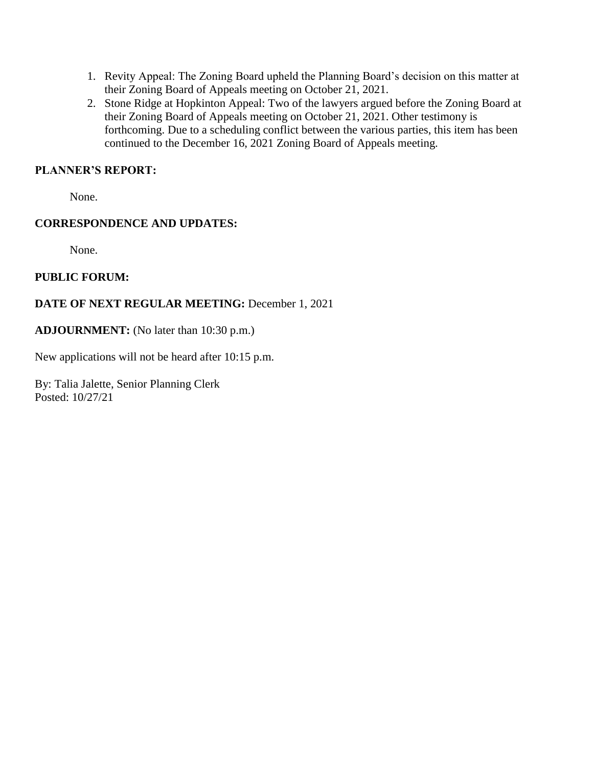1. Revity Appeal: The Zoning Board upheld the Planning Board's decision on this matter at their Zoning Board of Appeals meeting on October 21, 2021.
2. Stone Ridge at Hopkinton Appeal: Two of the lawyers argued before the Zoning Board at their Zoning Board of Appeals meeting on October 21, 2021. Other testimony is forthcoming. Due to a scheduling conflict between the various parties, this item has been continued to the December 16, 2021 Zoning Board of Appeals meeting.

**PLANNER'S REPORT:**

None.

**CORRESPONDENCE AND UPDATES:**

None.

**PUBLIC FORUM:**

**DATE OF NEXT REGULAR MEETING:** December 1, 2021

**ADJOURNMENT:** (No later than 10:30 p.m.)

New applications will not be heard after 10:15 p.m.

By: Talia Jalette, Senior Planning Clerk
Posted: 10/27/21